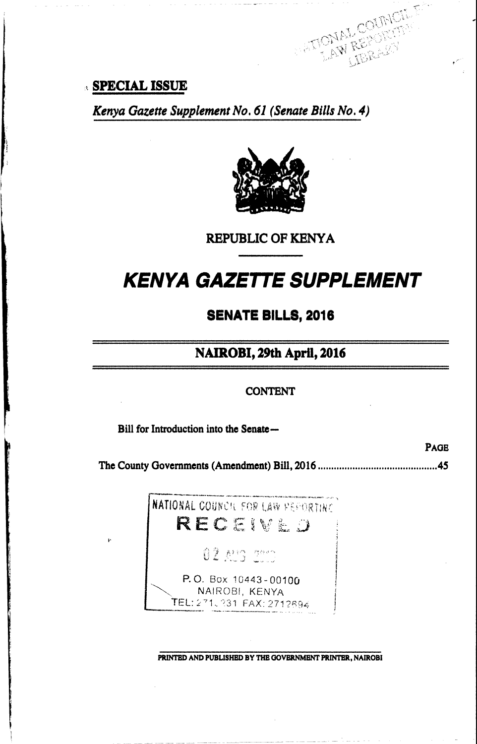**SPECIAL ISSUE**

*Kenya Gazette Supplement No. 61 (Senate Bills No. 4)*

REPUBLIC OF KENYA

# *KENYA GAZETTE SUPPLEMENT*

## SENATE BILLS, 2016

## NAIROBI, 29th April, 2016

CONTENT

Bill for Introduction into the Senate—

| | PAGE |
|---|---|
| The County Governments (Amendment) Bill, 2016 | 45 |

NATIONAL COUNCIL FOR LAW REPORTING
RECEIVED
02 AUG
P. O. Box 10443-00100
NAIROBI, KENYA
TEL: 2⁷1.231 FAX: 2712694

PRINTED AND PUBLISHED BY THE GOVERNMENT PRINTER, NAIROBI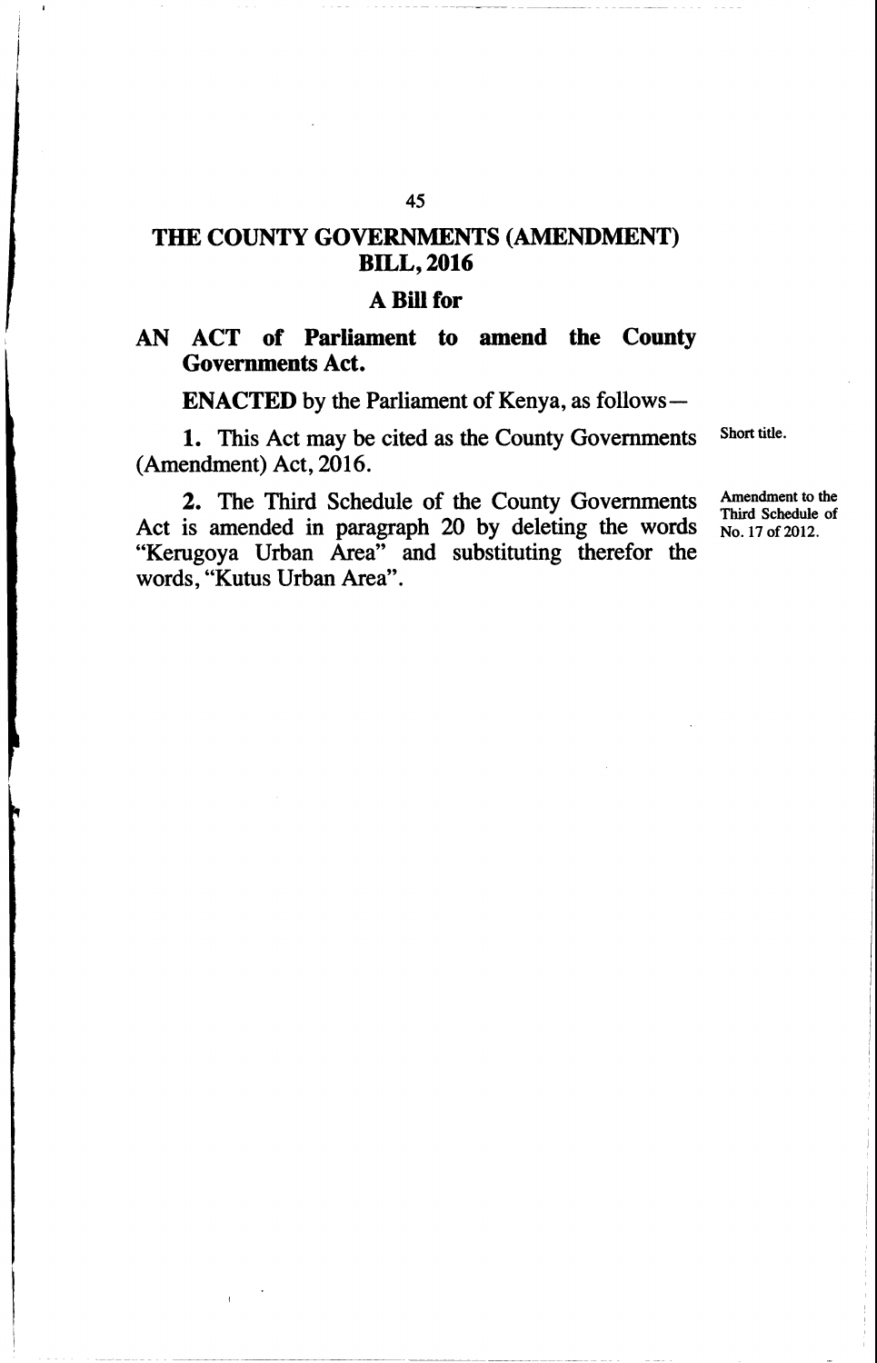# THE COUNTY GOVERNMENTS (AMENDMENT) BILL, 2016

## A Bill for

**AN ACT of Parliament to amend the County Governments Act.**

**ENACTED** by the Parliament of Kenya, as follows—

Short title.

**1.** This Act may be cited as the County Governments (Amendment) Act, 2016.

Amendment to the Third Schedule of No. 17 of 2012.

**2.** The Third Schedule of the County Governments Act is amended in paragraph 20 by deleting the words "Kerugoya Urban Area" and substituting therefor the words, "Kutus Urban Area".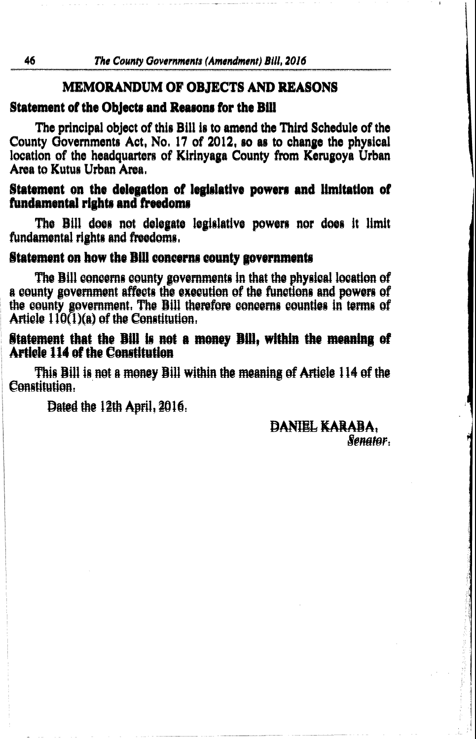# MEMORANDUM OF OBJECTS AND REASONS

## Statement of the Objects and Reasons for the Bill

The principal object of this Bill is to amend the Third Schedule of the County Governments Act, No. 17 of 2012, so as to change the physical location of the headquarters of Kirinyaga County from Kerugoya Urban Area to Kutus Urban Area.

## Statement on the delegation of legislative powers and limitation of fundamental rights and freedoms

The Bill does not delegate legislative powers nor does it limit fundamental rights and freedoms.

## Statement on how the Bill concerns county governments

The Bill concerns county governments in that the physical location of a county government affects the execution of the functions and powers of the county government. The Bill therefore concerns counties in terms of Article 110(1)(a) of the Constitution.

## Statement that the Bill is not a money Bill, within the meaning of Article 114 of the Constitution

This Bill is not a money Bill within the meaning of Article 114 of the Constitution.

Dated the 12th April, 2016.

**DANIEL KARABA,**
*Senator.*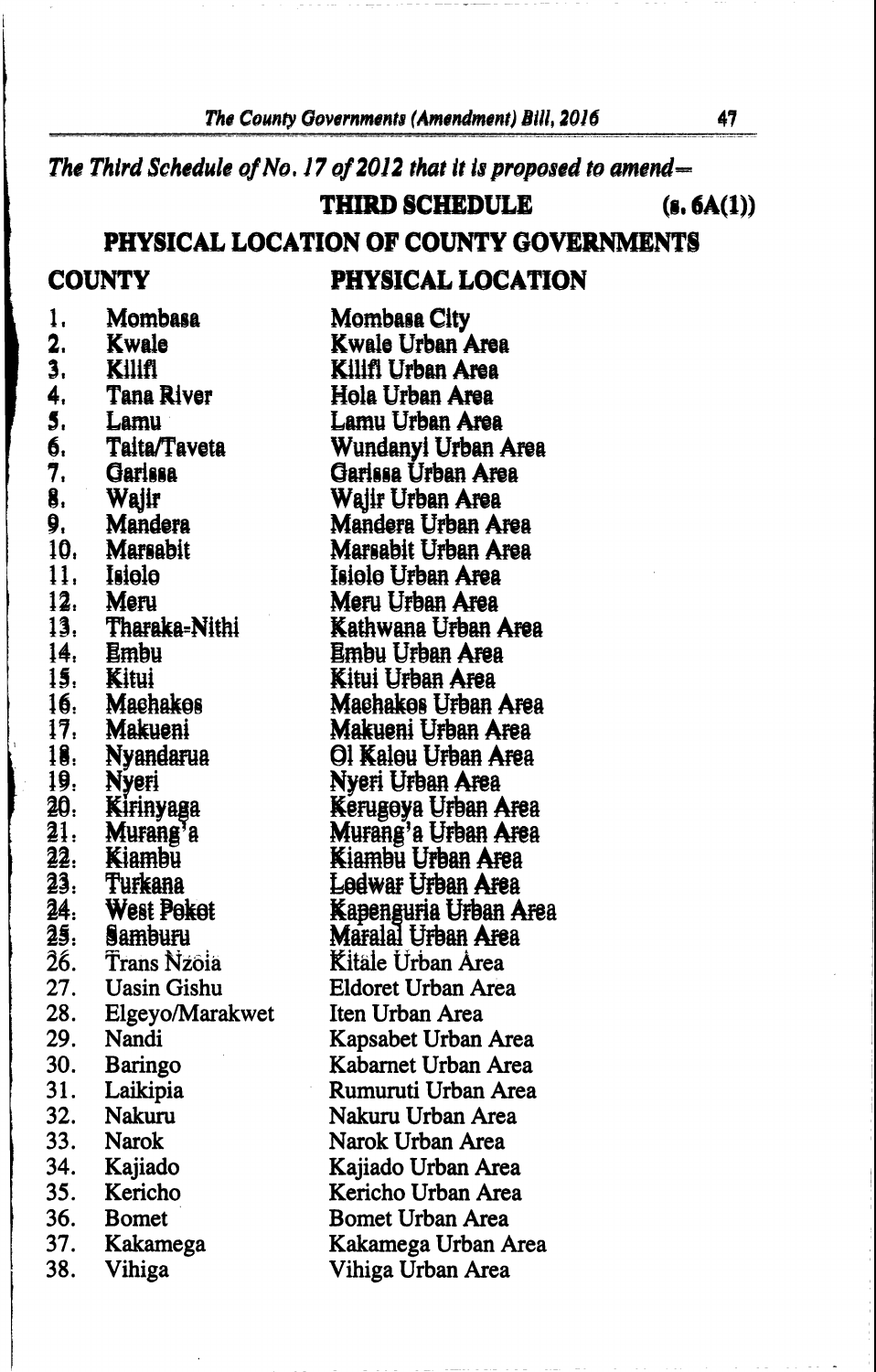*The Third Schedule of No. 17 of 2012 that it is proposed to amend—*

**THIRD SCHEDULE (s. 6A(1))**

## PHYSICAL LOCATION OF COUNTY GOVERNMENTS

| | COUNTY | PHYSICAL LOCATION |
|---|---|---|
| 1. | Mombasa | Mombasa City |
| 2. | Kwale | Kwale Urban Area |
| 3. | Kilifi | Kilifi Urban Area |
| 4. | Tana River | Hola Urban Area |
| 5. | Lamu | Lamu Urban Area |
| 6. | Taita/Taveta | Wundanyi Urban Area |
| 7. | Garissa | Garissa Urban Area |
| 8. | Wajir | Wajir Urban Area |
| 9. | Mandera | Mandera Urban Area |
| 10. | Marsabit | Marsabit Urban Area |
| 11. | Isiolo | Isiolo Urban Area |
| 12. | Meru | Meru Urban Area |
| 13. | Tharaka-Nithi | Kathwana Urban Area |
| 14. | Embu | Embu Urban Area |
| 15. | Kitui | Kitui Urban Area |
| 16. | Machakos | Machakos Urban Area |
| 17. | Makueni | Makueni Urban Area |
| 18. | Nyandarua | Ol Kalou Urban Area |
| 19. | Nyeri | Nyeri Urban Area |
| 20. | Kirinyaga | Kerugoya Urban Area |
| 21. | Murang'a | Murang'a Urban Area |
| 22. | Kiambu | Kiambu Urban Area |
| 23. | Turkana | Lodwar Urban Area |
| 24. | West Pokot | Kapenguria Urban Area |
| 25. | Samburu | Maralal Urban Area |
| 26. | Trans Nzoia | Kitale Urban Area |
| 27. | Uasin Gishu | Eldoret Urban Area |
| 28. | Elgeyo/Marakwet | Iten Urban Area |
| 29. | Nandi | Kapsabet Urban Area |
| 30. | Baringo | Kabarnet Urban Area |
| 31. | Laikipia | Rumuruti Urban Area |
| 32. | Nakuru | Nakuru Urban Area |
| 33. | Narok | Narok Urban Area |
| 34. | Kajiado | Kajiado Urban Area |
| 35. | Kericho | Kericho Urban Area |
| 36. | Bomet | Bomet Urban Area |
| 37. | Kakamega | Kakamega Urban Area |
| 38. | Vihiga | Vihiga Urban Area |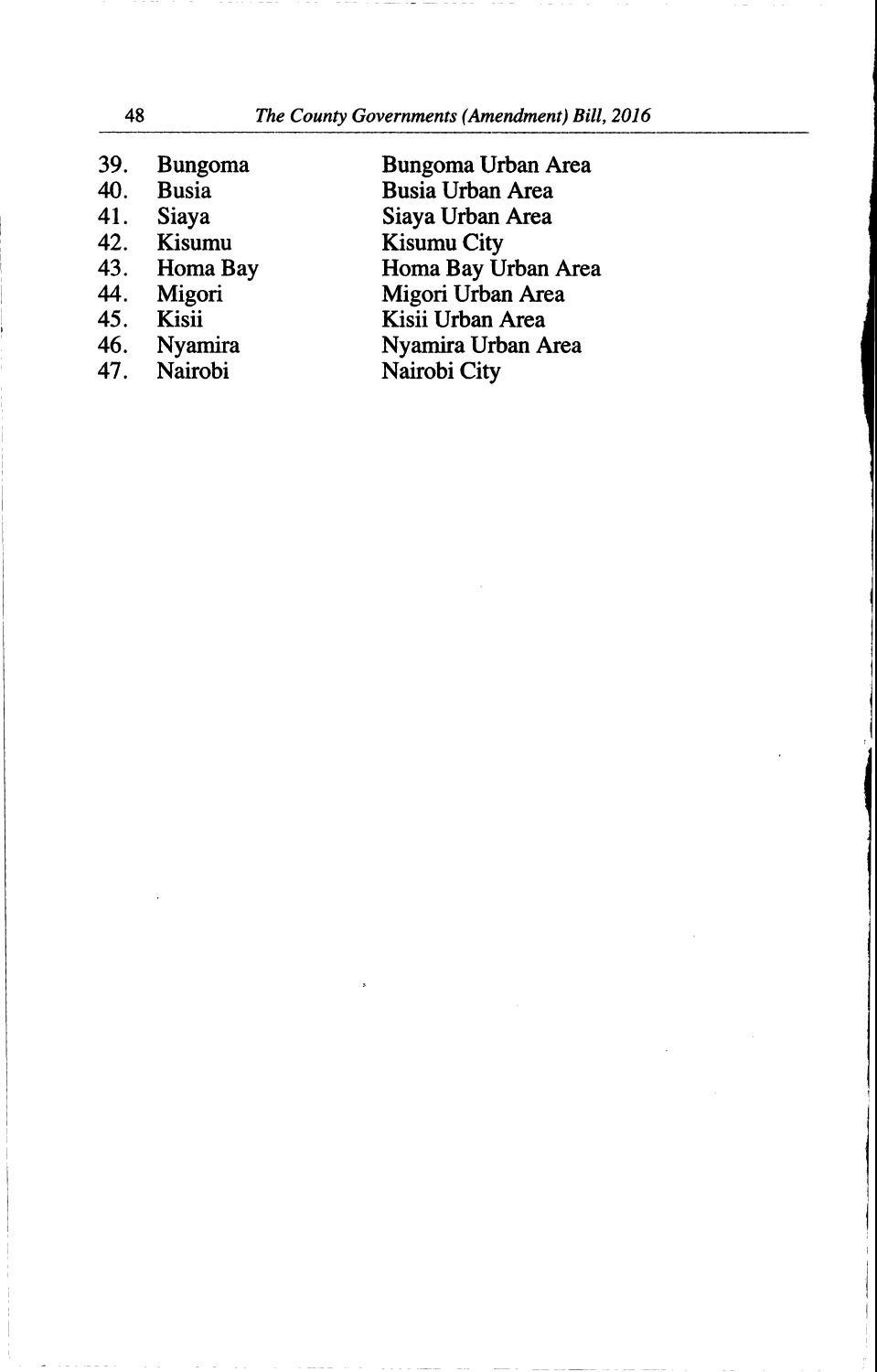| | | |
|---|---|---|
| 39. | Bungoma | Bungoma Urban Area |
| 40. | Busia | Busia Urban Area |
| 41. | Siaya | Siaya Urban Area |
| 42. | Kisumu | Kisumu City |
| 43. | Homa Bay | Homa Bay Urban Area |
| 44. | Migori | Migori Urban Area |
| 45. | Kisii | Kisii Urban Area |
| 46. | Nyamira | Nyamira Urban Area |
| 47. | Nairobi | Nairobi City |